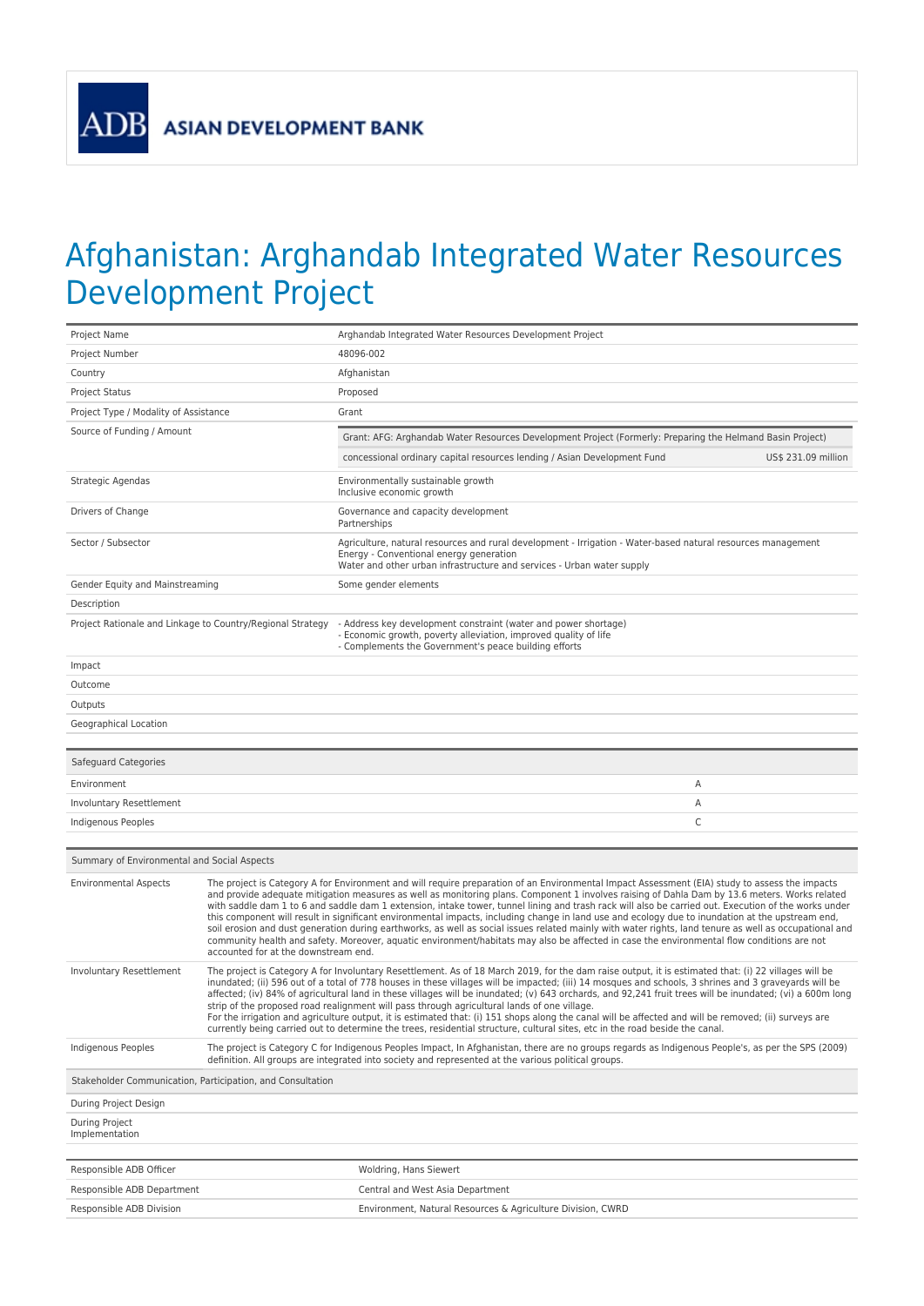ADB ASIAN DEVELOPMENT BANK

# Afghanistan: Arghandab Integrated Water Resources Development Project

| | |
|---|---|
| Project Name | Arghandab Integrated Water Resources Development Project |
| Project Number | 48096-002 |
| Country | Afghanistan |
| Project Status | Proposed |
| Project Type / Modality of Assistance | Grant |
| Source of Funding / Amount | Grant: AFG: Arghandab Water Resources Development Project (Formerly: Preparing the Helmand Basin Project)<br>concessional ordinary capital resources lending / Asian Development Fund — US$ 231.09 million |
| Strategic Agendas | Environmentally sustainable growth<br>Inclusive economic growth |
| Drivers of Change | Governance and capacity development<br>Partnerships |
| Sector / Subsector | Agriculture, natural resources and rural development - Irrigation - Water-based natural resources management<br>Energy - Conventional energy generation<br>Water and other urban infrastructure and services - Urban water supply |
| Gender Equity and Mainstreaming | Some gender elements |
| Description | |
| Project Rationale and Linkage to Country/Regional Strategy | - Address key development constraint (water and power shortage)<br>- Economic growth, poverty alleviation, improved quality of life<br>- Complements the Government's peace building efforts |
| Impact | |
| Outcome | |
| Outputs | |
| Geographical Location | |

| Safeguard Categories | |
|---|---|
| Environment | A |
| Involuntary Resettlement | A |
| Indigenous Peoples | C |

| Summary of Environmental and Social Aspects | |
|---|---|
| Environmental Aspects | The project is Category A for Environment and will require preparation of an Environmental Impact Assessment (EIA) study to assess the impacts and provide adequate mitigation measures as well as monitoring plans. Component 1 involves raising of Dahla Dam by 13.6 meters. Works related with saddle dam 1 to 6 and saddle dam 1 extension, intake tower, tunnel lining and trash rack will also be carried out. Execution of the works under this component will result in significant environmental impacts, including change in land use and ecology due to inundation at the upstream end, soil erosion and dust generation during earthworks, as well as social issues related mainly with water rights, land tenure as well as occupational and community health and safety. Moreover, aquatic environment/habitats may also be affected in case the environmental flow conditions are not accounted for at the downstream end. |
| Involuntary Resettlement | The project is Category A for Involuntary Resettlement. As of 18 March 2019, for the dam raise output, it is estimated that: (i) 22 villages will be inundated; (ii) 596 out of a total of 778 houses in these villages will be impacted; (iii) 14 mosques and schools, 3 shrines and 3 graveyards will be affected; (iv) 84% of agricultural land in these villages will be inundated; (v) 643 orchards, and 92,241 fruit trees will be inundated; (vi) a 600m long strip of the proposed road realignment will pass through agricultural lands of one village.<br>For the irrigation and agriculture output, it is estimated that: (i) 151 shops along the canal will be affected and will be removed; (ii) surveys are currently being carried out to determine the trees, residential structure, cultural sites, etc in the road beside the canal. |
| Indigenous Peoples | The project is Category C for Indigenous Peoples Impact, In Afghanistan, there are no groups regards as Indigenous People's, as per the SPS (2009) definition. All groups are integrated into society and represented at the various political groups. |
| **Stakeholder Communication, Participation, and Consultation** | |
| During Project Design | |
| During Project Implementation | |

| | |
|---|---|
| Responsible ADB Officer | Woldring, Hans Siewert |
| Responsible ADB Department | Central and West Asia Department |
| Responsible ADB Division | Environment, Natural Resources & Agriculture Division, CWRD |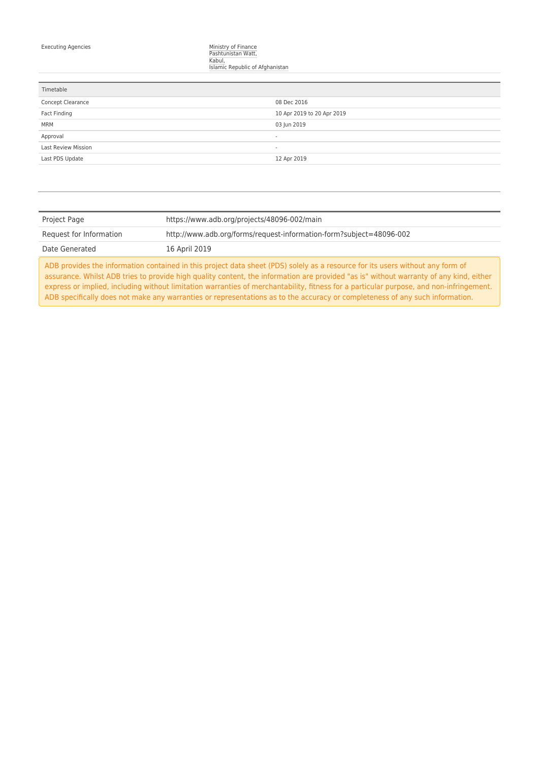| | |
|---|---|
| Executing Agencies | Ministry of Finance<br>Pashtunistan Watt,<br>Kabul,<br>Islamic Republic of Afghanistan |

| Timetable | |
|---|---|
| Concept Clearance | 08 Dec 2016 |
| Fact Finding | 10 Apr 2019 to 20 Apr 2019 |
| MRM | 03 Jun 2019 |
| Approval | - |
| Last Review Mission | - |
| Last PDS Update | 12 Apr 2019 |

| | |
|---|---|
| Project Page | https://www.adb.org/projects/48096-002/main |
| Request for Information | http://www.adb.org/forms/request-information-form?subject=48096-002 |
| Date Generated | 16 April 2019 |

ADB provides the information contained in this project data sheet (PDS) solely as a resource for its users without any form of assurance. Whilst ADB tries to provide high quality content, the information are provided "as is" without warranty of any kind, either express or implied, including without limitation warranties of merchantability, fitness for a particular purpose, and non-infringement. ADB specifically does not make any warranties or representations as to the accuracy or completeness of any such information.